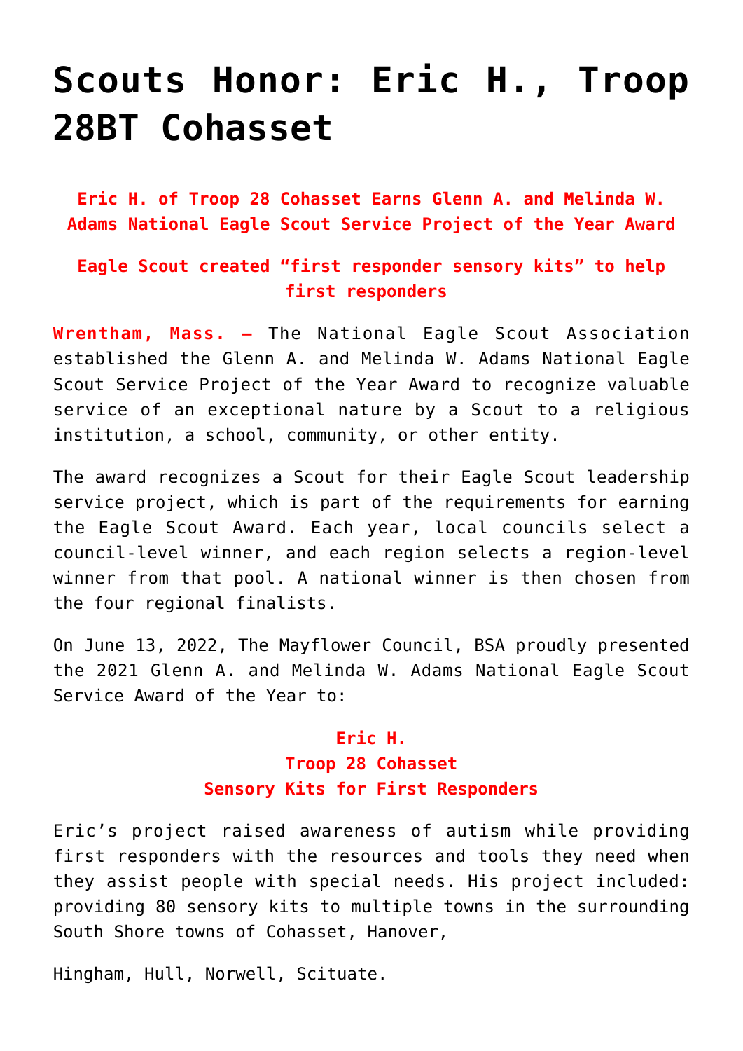# Scouts Honor: Eric H., Troop 28BT Cohasset

**Eric H. of Troop 28 Cohasset Earns Glenn A. and Melinda W. Adams National Eagle Scout Service Project of the Year Award**

**Eagle Scout created "first responder sensory kits" to help first responders**

**Wrentham, Mass. –** The National Eagle Scout Association established the Glenn A. and Melinda W. Adams National Eagle Scout Service Project of the Year Award to recognize valuable service of an exceptional nature by a Scout to a religious institution, a school, community, or other entity.

The award recognizes a Scout for their Eagle Scout leadership service project, which is part of the requirements for earning the Eagle Scout Award. Each year, local councils select a council-level winner, and each region selects a region-level winner from that pool. A national winner is then chosen from the four regional finalists.

On June 13, 2022, The Mayflower Council, BSA proudly presented the 2021 Glenn A. and Melinda W. Adams National Eagle Scout Service Award of the Year to:

**Eric H.**
**Troop 28 Cohasset**
**Sensory Kits for First Responders**

Eric's project raised awareness of autism while providing first responders with the resources and tools they need when they assist people with special needs. His project included: providing 80 sensory kits to multiple towns in the surrounding South Shore towns of Cohasset, Hanover,

Hingham, Hull, Norwell, Scituate.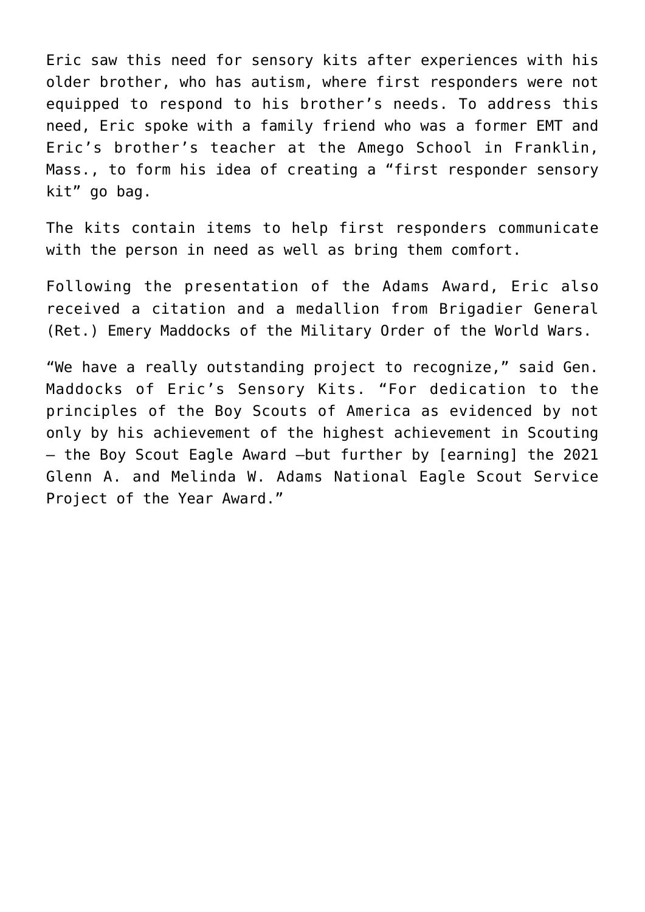Eric saw this need for sensory kits after experiences with his older brother, who has autism, where first responders were not equipped to respond to his brother's needs. To address this need, Eric spoke with a family friend who was a former EMT and Eric's brother's teacher at the Amego School in Franklin, Mass., to form his idea of creating a "first responder sensory kit" go bag.

The kits contain items to help first responders communicate with the person in need as well as bring them comfort.

Following the presentation of the Adams Award, Eric also received a citation and a medallion from Brigadier General (Ret.) Emery Maddocks of the Military Order of the World Wars.

"We have a really outstanding project to recognize," said Gen. Maddocks of Eric's Sensory Kits. "For dedication to the principles of the Boy Scouts of America as evidenced by not only by his achievement of the highest achievement in Scouting – the Boy Scout Eagle Award –but further by [earning] the 2021 Glenn A. and Melinda W. Adams National Eagle Scout Service Project of the Year Award."